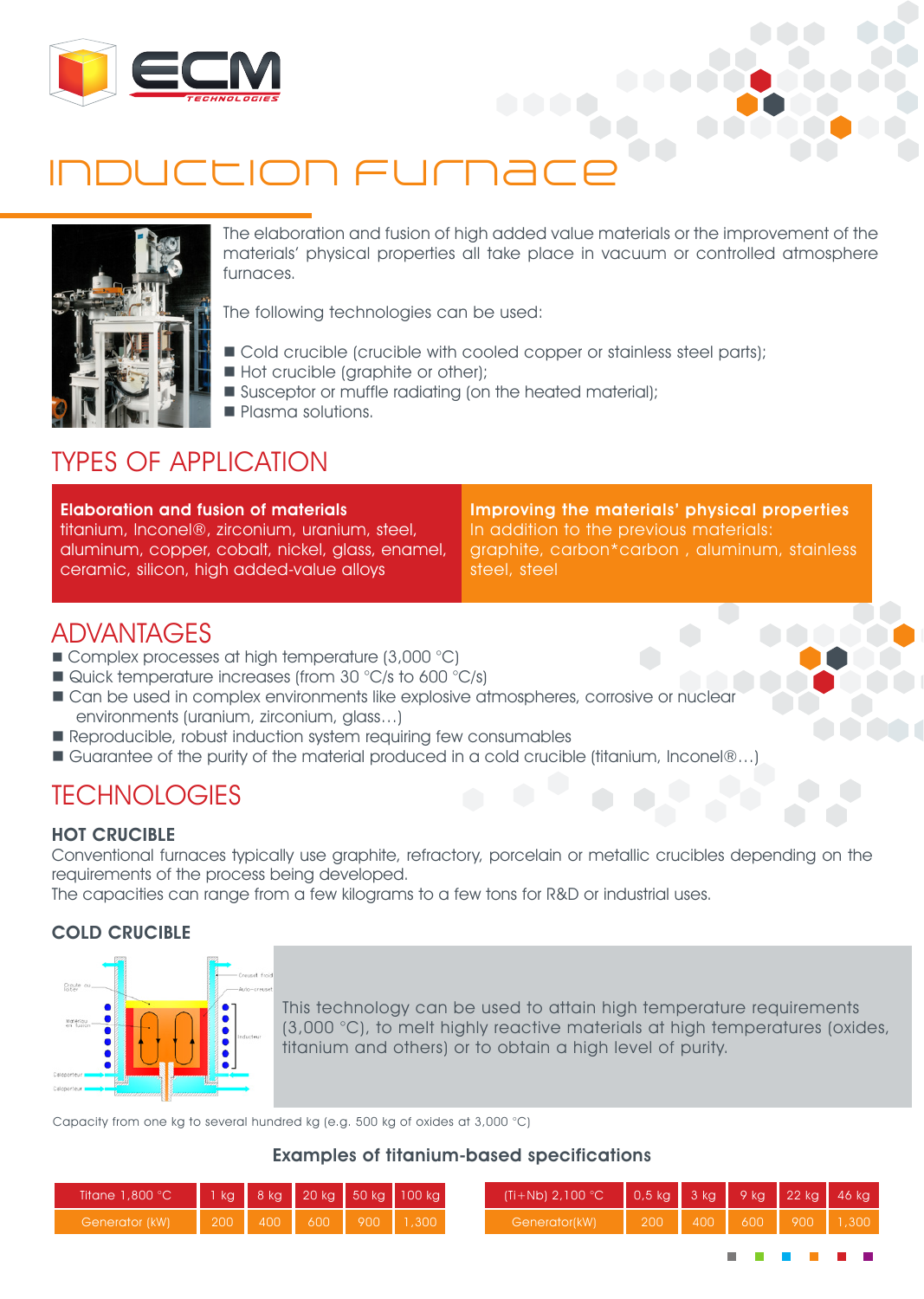# INDUCTION FURNACE

The elaboration and fusion of high added value materials or the improvement of the materials' physical properties all take place in vacuum or controlled atmosphere furnaces.

The following technologies can be used:

- Cold crucible (crucible with cooled copper or stainless steel parts);
- Hot crucible (graphite or other);
- Susceptor or muffle radiating (on the heated material);
- Plasma solutions.

## TYPES OF APPLICATION

**Elaboration and fusion of materials**
titanium, Inconel®, zirconium, uranium, steel, aluminum, copper, cobalt, nickel, glass, enamel, ceramic, silicon, high added-value alloys

**Improving the materials' physical properties**
In addition to the previous materials: graphite, carbon*carbon , aluminum, stainless steel, steel

## ADVANTAGES

- Complex processes at high temperature (3,000 °C)
- Quick temperature increases (from 30 °C/s to 600 °C/s)
- Can be used in complex environments like explosive atmospheres, corrosive or nuclear environments (uranium, zirconium, glass…)
- Reproducible, robust induction system requiring few consumables
- Guarantee of the purity of the material produced in a cold crucible (titanium, Inconel®…)

## TECHNOLOGIES

### HOT CRUCIBLE

Conventional furnaces typically use graphite, refractory, porcelain or metallic crucibles depending on the requirements of the process being developed.
The capacities can range from a few kilograms to a few tons for R&D or industrial uses.

### COLD CRUCIBLE

This technology can be used to attain high temperature requirements (3,000 °C), to melt highly reactive materials at high temperatures (oxides, titanium and others) or to obtain a high level of purity.

Capacity from one kg to several hundred kg (e.g. 500 kg of oxides at 3,000 °C)

**Examples of titanium-based specifications**

| Titane 1,800 °C | 1 kg | 8 kg | 20 kg | 50 kg | 100 kg |
|---|---|---|---|---|---|
| Generator (kW) | 200 | 400 | 600 | 900 | 1,300 |

| (Ti+Nb) 2,100 °C | 0,5 kg | 3 kg | 9 kg | 22 kg | 46 kg |
|---|---|---|---|---|---|
| Generator(kW) | 200 | 400 | 600 | 900 | 1,300 |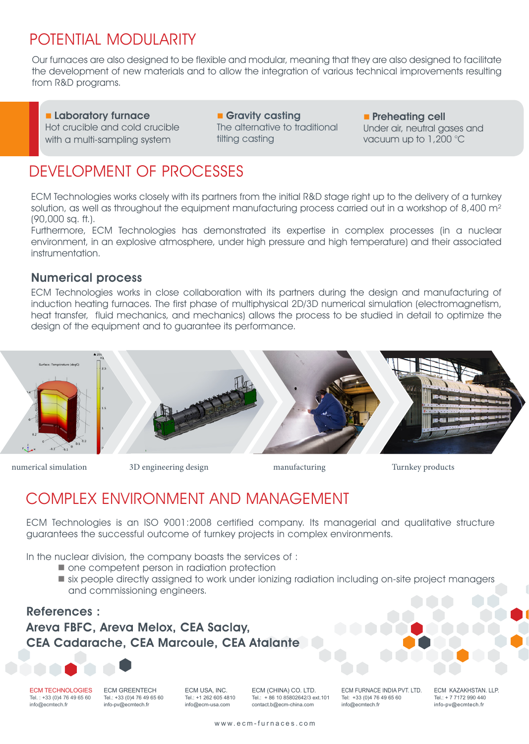# POTENTIAL MODULARITY

Our furnaces are also designed to be flexible and modular, meaning that they are also designed to facilitate the development of new materials and to allow the integration of various technical improvements resulting from R&D programs.

- **Laboratory furnace**
  Hot crucible and cold crucible with a multi-sampling system
- **Gravity casting**
  The alternative to traditional tilting casting
- **Preheating cell**
  Under air, neutral gases and vacuum up to 1,200 °C

# DEVELOPMENT OF PROCESSES

ECM Technologies works closely with its partners from the initial R&D stage right up to the delivery of a turnkey solution, as well as throughout the equipment manufacturing process carried out in a workshop of 8,400 m² (90,000 sq. ft.).
Furthermore, ECM Technologies has demonstrated its expertise in complex processes (in a nuclear environment, in an explosive atmosphere, under high pressure and high temperature) and their associated instrumentation.

## Numerical process

ECM Technologies works in close collaboration with its partners during the design and manufacturing of induction heating furnaces. The first phase of multiphysical 2D/3D numerical simulation (electromagnetism, heat transfer, fluid mechanics, and mechanics) allows the process to be studied in detail to optimize the design of the equipment and to guarantee its performance.

numerical simulation

3D engineering design

manufacturing

Turnkey products

# COMPLEX ENVIRONMENT AND MANAGEMENT

ECM Technologies is an ISO 9001:2008 certified company. Its managerial and qualitative structure guarantees the successful outcome of turnkey projects in complex environments.

In the nuclear division, the company boasts the services of :

- one competent person in radiation protection
- six people directly assigned to work under ionizing radiation including on-site project managers and commissioning engineers.

## References :

**Areva FBFC, Areva Melox, CEA Saclay, CEA Cadarache, CEA Marcoule, CEA Atalante**

ECM TECHNOLOGIES
Tel. : +33 (0)4 76 49 65 60
info@ecmtech.fr

ECM GREENTECH
Tel.: +33 (0)4 76 49 65 60
info-pv@ecmtech.fr

ECM USA, INC.
Tel.: +1 262 605 4810
info@ecm-usa.com

ECM (CHINA) CO. LTD.
Tel.: + 86 10 85802642/3 ext.101
contact.b@ecm-china.com

ECM FURNACE INDIA PVT. LTD.
Tel: +33 (0)4 76 49 65 60
info@ecmtech.fr

ECM KAZAKHSTAN. LLP.
Tel.: + 7 7172 990 440
info-pv@ecmtech.fr

www.ecm-furnaces.com